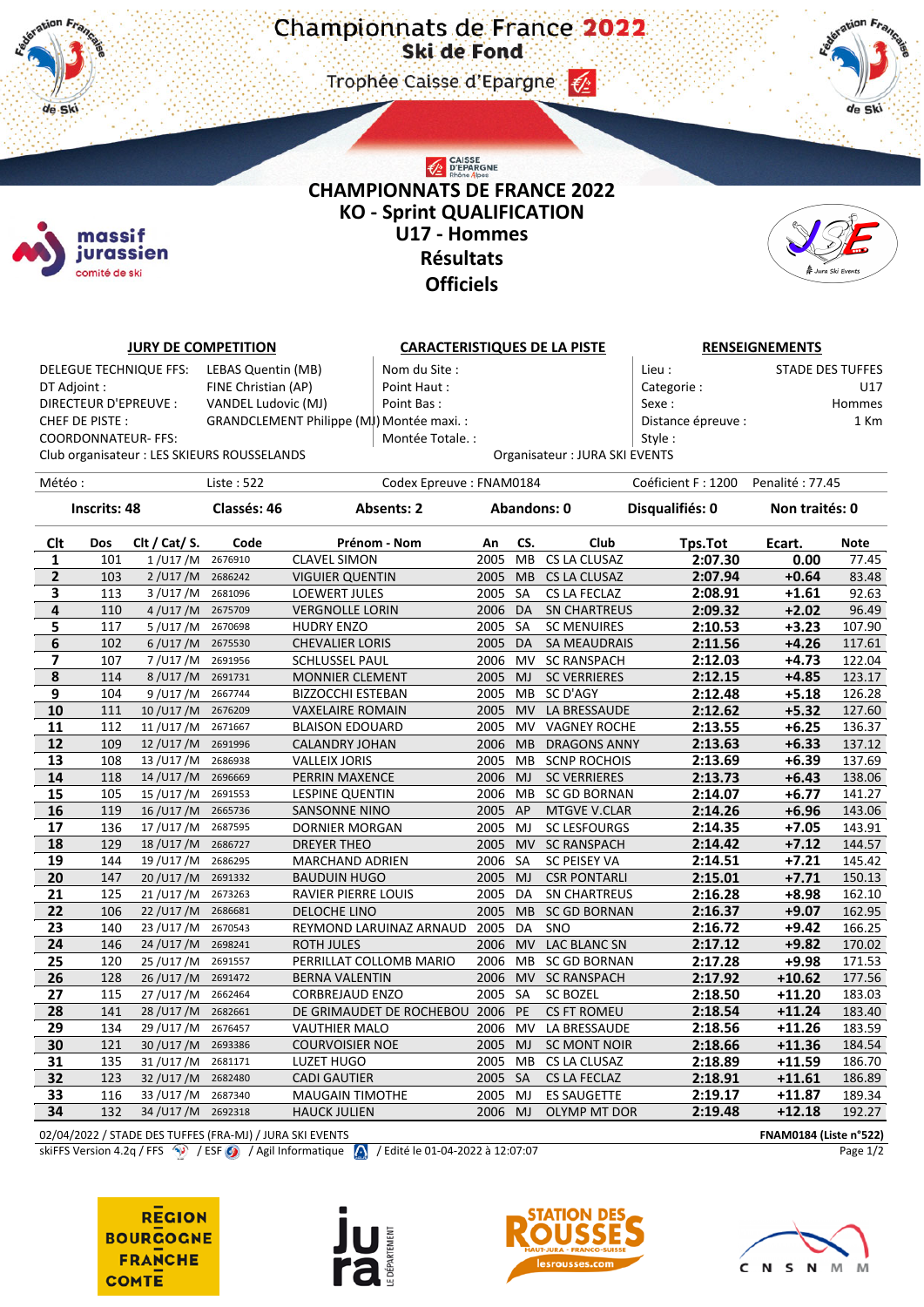# Championnats de France 2022
## Ski de Fond
### Trophée Caisse d'Epargne

## CHAMPIONNATS DE FRANCE 2022
## KO - Sprint QUALIFICATION
## U17 - Hommes
## Résultats
## Officiels

**JURY DE COMPETITION**

DELEGUE TECHNIQUE FFS: LEBAS Quentin (MB)
DT Adjoint : FINE Christian (AP)
DIRECTEUR D'EPREUVE : VANDEL Ludovic (MJ)
CHEF DE PISTE : GRANDCLEMENT Philippe (MJ)
COORDONNATEUR- FFS:
Club organisateur : LES SKIEURS ROUSSELANDS

**CARACTERISTIQUES DE LA PISTE**

Nom du Site :
Point Haut :
Point Bas :
Montée maxi. :
Montée Totale. :

Organisateur : JURA SKI EVENTS

**RENSEIGNEMENTS**

Lieu : STADE DES TUFFES
Categorie : U17
Sexe : Hommes
Distance épreuve : 1 Km
Style :

Météo : Liste : 522 Codex Epreuve : FNAM0184 Coéficient F : 1200 Penalité : 77.45

**Inscrits: 48** **Classés: 46** **Absents: 2** **Abandons: 0** **Disqualifiés: 0** **Non traités: 0**

| Clt | Dos | Clt / Cat/ S. | Code | Prénom - Nom | An | CS. | Club | Tps.Tot | Ecart. | Note |
|---|---|---|---|---|---|---|---|---|---|---|
| 1 | 101 | 1 /U17 /M | 2676910 | CLAVEL SIMON | 2005 | MB | CS LA CLUSAZ | 2:07.30 | 0.00 | 77.45 |
| 2 | 103 | 2 /U17 /M | 2686242 | VIGUIER QUENTIN | 2005 | MB | CS LA CLUSAZ | 2:07.94 | +0.64 | 83.48 |
| 3 | 113 | 3 /U17 /M | 2681096 | LOEWERT JULES | 2005 | SA | CS LA FECLAZ | 2:08.91 | +1.61 | 92.63 |
| 4 | 110 | 4 /U17 /M | 2675709 | VERGNOLLE LORIN | 2006 | DA | SN CHARTREUS | 2:09.32 | +2.02 | 96.49 |
| 5 | 117 | 5 /U17 /M | 2670698 | HUDRY ENZO | 2005 | SA | SC MENUIRES | 2:10.53 | +3.23 | 107.90 |
| 6 | 102 | 6 /U17 /M | 2675530 | CHEVALIER LORIS | 2005 | DA | SA MEAUDRAIS | 2:11.56 | +4.26 | 117.61 |
| 7 | 107 | 7 /U17 /M | 2691956 | SCHLUSSEL PAUL | 2006 | MV | SC RANSPACH | 2:12.03 | +4.73 | 122.04 |
| 8 | 114 | 8 /U17 /M | 2691731 | MONNIER CLEMENT | 2005 | MJ | SC VERRIERES | 2:12.15 | +4.85 | 123.17 |
| 9 | 104 | 9 /U17 /M | 2667744 | BIZZOCCHI ESTEBAN | 2005 | MB | SC D'AGY | 2:12.48 | +5.18 | 126.28 |
| 10 | 111 | 10 /U17 /M | 2676209 | VAXELAIRE ROMAIN | 2005 | MV | LA BRESSAUDE | 2:12.62 | +5.32 | 127.60 |
| 11 | 112 | 11 /U17 /M | 2671667 | BLAISON EDOUARD | 2005 | MV | VAGNEY ROCHE | 2:13.55 | +6.25 | 136.37 |
| 12 | 109 | 12 /U17 /M | 2691996 | CALANDRY JOHAN | 2006 | MB | DRAGONS ANNY | 2:13.63 | +6.33 | 137.12 |
| 13 | 108 | 13 /U17 /M | 2686938 | VALLEIX JORIS | 2005 | MB | SCNP ROCHOIS | 2:13.69 | +6.39 | 137.69 |
| 14 | 118 | 14 /U17 /M | 2696669 | PERRIN MAXENCE | 2006 | MJ | SC VERRIERES | 2:13.73 | +6.43 | 138.06 |
| 15 | 105 | 15 /U17 /M | 2691553 | LESPINE QUENTIN | 2006 | MB | SC GD BORNAN | 2:14.07 | +6.77 | 141.27 |
| 16 | 119 | 16 /U17 /M | 2665736 | SANSONNE NINO | 2005 | AP | MTGVE V.CLAR | 2:14.26 | +6.96 | 143.06 |
| 17 | 136 | 17 /U17 /M | 2687595 | DORNIER MORGAN | 2005 | MJ | SC LESFOURGS | 2:14.35 | +7.05 | 143.91 |
| 18 | 129 | 18 /U17 /M | 2686727 | DREYER THEO | 2005 | MV | SC RANSPACH | 2:14.42 | +7.12 | 144.57 |
| 19 | 144 | 19 /U17 /M | 2686295 | MARCHAND ADRIEN | 2006 | SA | SC PEISEY VA | 2:14.51 | +7.21 | 145.42 |
| 20 | 147 | 20 /U17 /M | 2691332 | BAUDUIN HUGO | 2005 | MJ | CSR PONTARLI | 2:15.01 | +7.71 | 150.13 |
| 21 | 125 | 21 /U17 /M | 2673263 | RAVIER PIERRE LOUIS | 2005 | DA | SN CHARTREUS | 2:16.28 | +8.98 | 162.10 |
| 22 | 106 | 22 /U17 /M | 2686681 | DELOCHE LINO | 2005 | MB | SC GD BORNAN | 2:16.37 | +9.07 | 162.95 |
| 23 | 140 | 23 /U17 /M | 2670543 | REYMOND LARUINAZ ARNAUD | 2005 | DA | SNO | 2:16.72 | +9.42 | 166.25 |
| 24 | 146 | 24 /U17 /M | 2698241 | ROTH JULES | 2006 | MV | LAC BLANC SN | 2:17.12 | +9.82 | 170.02 |
| 25 | 120 | 25 /U17 /M | 2691557 | PERRILLAT COLLOMB MARIO | 2006 | MB | SC GD BORNAN | 2:17.28 | +9.98 | 171.53 |
| 26 | 128 | 26 /U17 /M | 2691472 | BERNA VALENTIN | 2006 | MV | SC RANSPACH | 2:17.92 | +10.62 | 177.56 |
| 27 | 115 | 27 /U17 /M | 2662464 | CORBREJAUD ENZO | 2005 | SA | SC BOZEL | 2:18.50 | +11.20 | 183.03 |
| 28 | 141 | 28 /U17 /M | 2682661 | DE GRIMAUDET DE ROCHEBOU | 2006 | PE | CS FT ROMEU | 2:18.54 | +11.24 | 183.40 |
| 29 | 134 | 29 /U17 /M | 2676457 | VAUTHIER MALO | 2006 | MV | LA BRESSAUDE | 2:18.56 | +11.26 | 183.59 |
| 30 | 121 | 30 /U17 /M | 2693386 | COURVOISIER NOE | 2005 | MJ | SC MONT NOIR | 2:18.66 | +11.36 | 184.54 |
| 31 | 135 | 31 /U17 /M | 2681171 | LUZET HUGO | 2005 | MB | CS LA CLUSAZ | 2:18.89 | +11.59 | 186.70 |
| 32 | 123 | 32 /U17 /M | 2682480 | CADI GAUTIER | 2005 | SA | CS LA FECLAZ | 2:18.91 | +11.61 | 186.89 |
| 33 | 116 | 33 /U17 /M | 2687340 | MAUGAIN TIMOTHE | 2005 | MJ | ES SAUGETTE | 2:19.17 | +11.87 | 189.34 |
| 34 | 132 | 34 /U17 /M | 2692318 | HAUCK JULIEN | 2006 | MJ | OLYMP MT DOR | 2:19.48 | +12.18 | 192.27 |

02/04/2022 / STADE DES TUFFES (FRA-MJ) / JURA SKI EVENTS — FNAM0184 (Liste n°522)
skiFFS Version 4.2q / FFS / ESF / Agil Informatique / Edité le 01-04-2022 à 12:07:07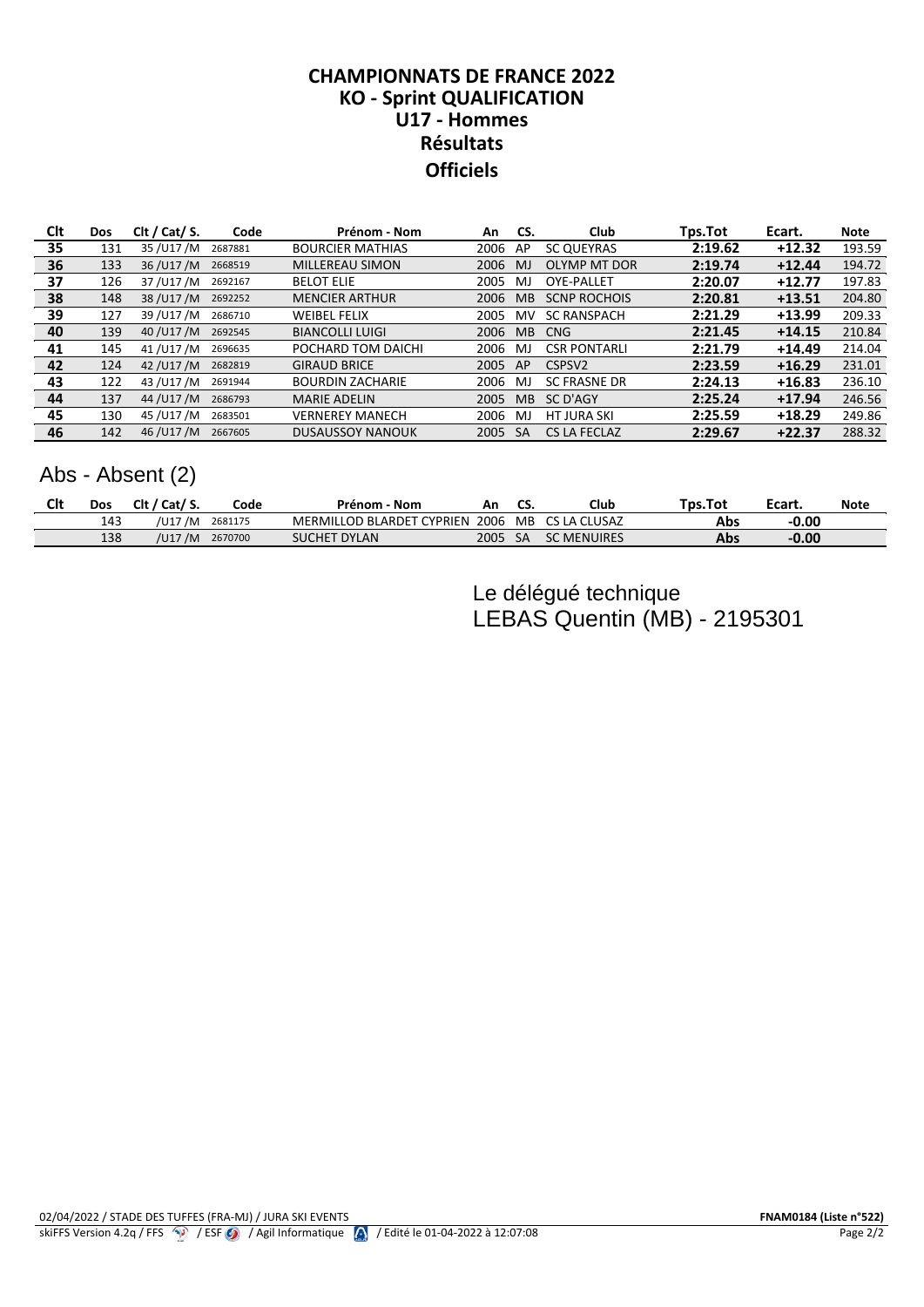# CHAMPIONNATS DE FRANCE 2022
## KO - Sprint QUALIFICATION
## U17 - Hommes
## Résultats
## Officiels

| Clt | Dos | Clt / Cat/ S. | Code | Prénom - Nom | An | CS. | Club | Tps.Tot | Ecart. | Note |
|---|---|---|---|---|---|---|---|---|---|---|
| 35 | 131 | 35 /U17 /M | 2687881 | BOURCIER MATHIAS | 2006 | AP | SC QUEYRAS | 2:19.62 | +12.32 | 193.59 |
| 36 | 133 | 36 /U17 /M | 2668519 | MILLEREAU SIMON | 2006 | MJ | OLYMP MT DOR | 2:19.74 | +12.44 | 194.72 |
| 37 | 126 | 37 /U17 /M | 2692167 | BELOT ELIE | 2005 | MJ | OYE-PALLET | 2:20.07 | +12.77 | 197.83 |
| 38 | 148 | 38 /U17 /M | 2692252 | MENCIER ARTHUR | 2006 | MB | SCNP ROCHOIS | 2:20.81 | +13.51 | 204.80 |
| 39 | 127 | 39 /U17 /M | 2686710 | WEIBEL FELIX | 2005 | MV | SC RANSPACH | 2:21.29 | +13.99 | 209.33 |
| 40 | 139 | 40 /U17 /M | 2692545 | BIANCOLLI LUIGI | 2006 | MB | CNG | 2:21.45 | +14.15 | 210.84 |
| 41 | 145 | 41 /U17 /M | 2696635 | POCHARD TOM DAICHI | 2006 | MJ | CSR PONTARLI | 2:21.79 | +14.49 | 214.04 |
| 42 | 124 | 42 /U17 /M | 2682819 | GIRAUD BRICE | 2005 | AP | CSPSV2 | 2:23.59 | +16.29 | 231.01 |
| 43 | 122 | 43 /U17 /M | 2691944 | BOURDIN ZACHARIE | 2006 | MJ | SC FRASNE DR | 2:24.13 | +16.83 | 236.10 |
| 44 | 137 | 44 /U17 /M | 2686793 | MARIE ADELIN | 2005 | MB | SC D'AGY | 2:25.24 | +17.94 | 246.56 |
| 45 | 130 | 45 /U17 /M | 2683501 | VERNEREY MANECH | 2006 | MJ | HT JURA SKI | 2:25.59 | +18.29 | 249.86 |
| 46 | 142 | 46 /U17 /M | 2667605 | DUSAUSSOY NANOUK | 2005 | SA | CS LA FECLAZ | 2:29.67 | +22.37 | 288.32 |

## Abs - Absent (2)

| Clt | Dos | Clt / Cat/ S. | Code | Prénom - Nom | An | CS. | Club | Tps.Tot | Ecart. | Note |
|---|---|---|---|---|---|---|---|---|---|---|
| | 143 | /U17 /M | 2681175 | MERMILLOD BLARDET CYPRIEN | 2006 | MB | CS LA CLUSAZ | Abs | -0.00 | |
| | 138 | /U17 /M | 2670700 | SUCHET DYLAN | 2005 | SA | SC MENUIRES | Abs | -0.00 | |

Le délégué technique
LEBAS Quentin (MB) - 2195301

02/04/2022 / STADE DES TUFFES (FRA-MJ) / JURA SKI EVENTS — FNAM0184 (Liste n°522)
skiFFS Version 4.2q / FFS / ESF / Agil Informatique / Edité le 01-04-2022 à 12:07:08